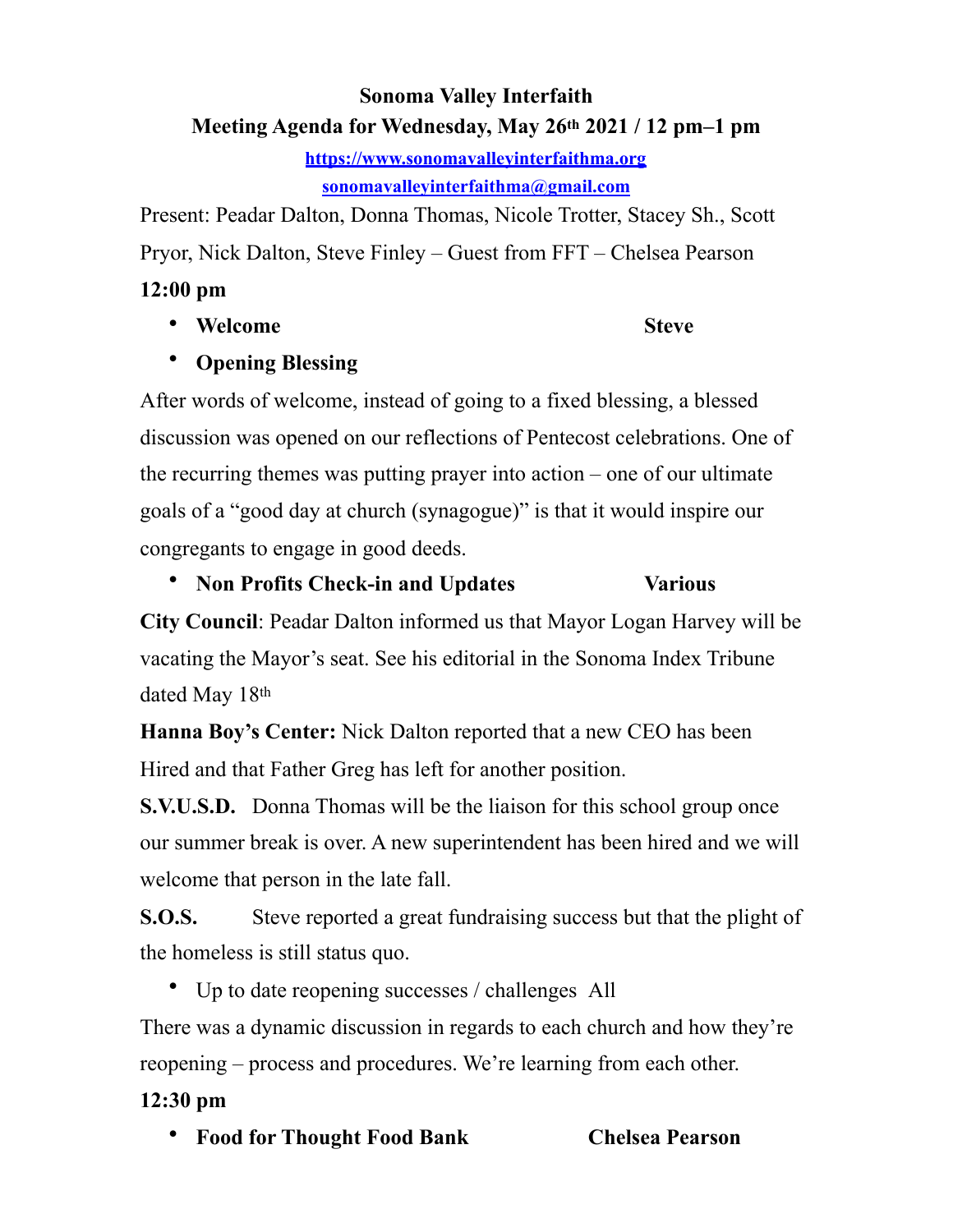**Sonoma Valley Interfaith**

**Meeting Agenda for Wednesday, May 26th 2021 / 12 pm–1 pm**

[https://www.sonomavalleyinterfaithma.org](https://www.sonomavalleyinterfaithma.org)

[sonomavalleyinterfaithma@gmail.com](mailto:sonomavalleyinterfaithma@gmail.com)

Present: Peadar Dalton, Donna Thomas, Nicole Trotter, Stacey Sh., Scott Pryor, Nick Dalton, Steve Finley – Guest from FFT – Chelsea Pearson

**12:00 pm**

- **Welcome** **Steve**
- **Opening Blessing**

After words of welcome, instead of going to a fixed blessing, a blessed discussion was opened on our reflections of Pentecost celebrations. One of the recurring themes was putting prayer into action – one of our ultimate goals of a "good day at church (synagogue)" is that it would inspire our congregants to engage in good deeds.

- **Non Profits Check-in and Updates** **Various**

**City Council**: Peadar Dalton informed us that Mayor Logan Harvey will be vacating the Mayor's seat. See his editorial in the Sonoma Index Tribune dated May 18th

**Hanna Boy's Center:** Nick Dalton reported that a new CEO has been Hired and that Father Greg has left for another position.

**S.V.U.S.D.** Donna Thomas will be the liaison for this school group once our summer break is over. A new superintendent has been hired and we will welcome that person in the late fall.

**S.O.S.** Steve reported a great fundraising success but that the plight of the homeless is still status quo.

- Up to date reopening successes / challenges All

There was a dynamic discussion in regards to each church and how they're reopening – process and procedures. We're learning from each other.

**12:30 pm**

- **Food for Thought Food Bank** **Chelsea Pearson**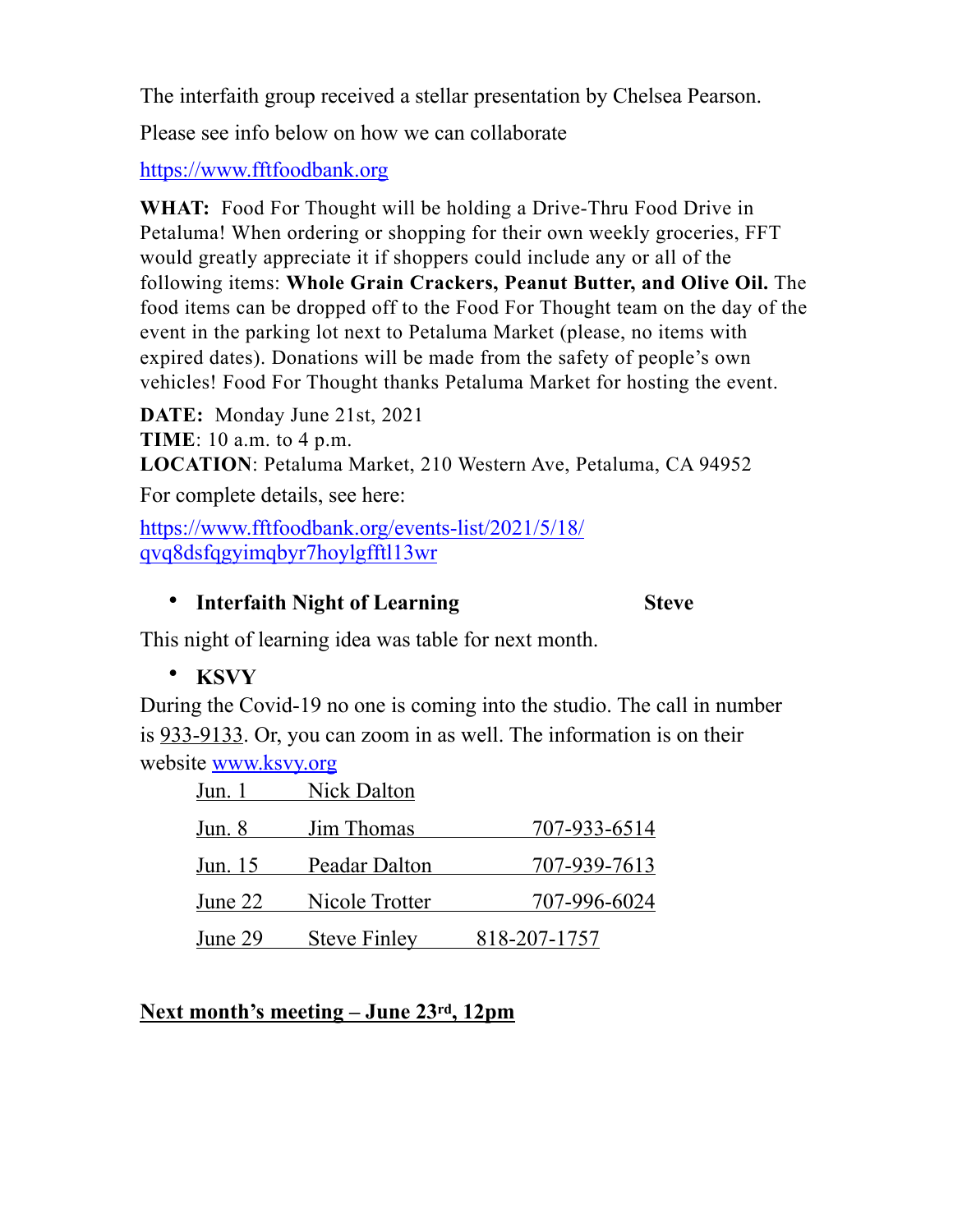The interfaith group received a stellar presentation by Chelsea Pearson.

Please see info below on how we can collaborate

https://www.fftfoodbank.org

**WHAT:** Food For Thought will be holding a Drive-Thru Food Drive in Petaluma! When ordering or shopping for their own weekly groceries, FFT would greatly appreciate it if shoppers could include any or all of the following items: **Whole Grain Crackers, Peanut Butter, and Olive Oil.** The food items can be dropped off to the Food For Thought team on the day of the event in the parking lot next to Petaluma Market (please, no items with expired dates). Donations will be made from the safety of people's own vehicles! Food For Thought thanks Petaluma Market for hosting the event.

**DATE:** Monday June 21st, 2021
**TIME**: 10 a.m. to 4 p.m.
**LOCATION**: Petaluma Market, 210 Western Ave, Petaluma, CA 94952

For complete details, see here:

https://www.fftfoodbank.org/events-list/2021/5/18/qvq8dsfqgyimqbyr7hoylgfftl13wr

- **Interfaith Night of Learning** **Steve**

This night of learning idea was table for next month.

- **KSVY**

During the Covid-19 no one is coming into the studio. The call in number is 933-9133. Or, you can zoom in as well. The information is on their website www.ksvy.org

| | | |
|---|---|---|
| Jun. 1 | Nick Dalton | |
| Jun. 8 | Jim Thomas | 707-933-6514 |
| Jun. 15 | Peadar Dalton | 707-939-7613 |
| June 22 | Nicole Trotter | 707-996-6024 |
| June 29 | Steve Finley | 818-207-1757 |

**Next month's meeting – June 23rd, 12pm**